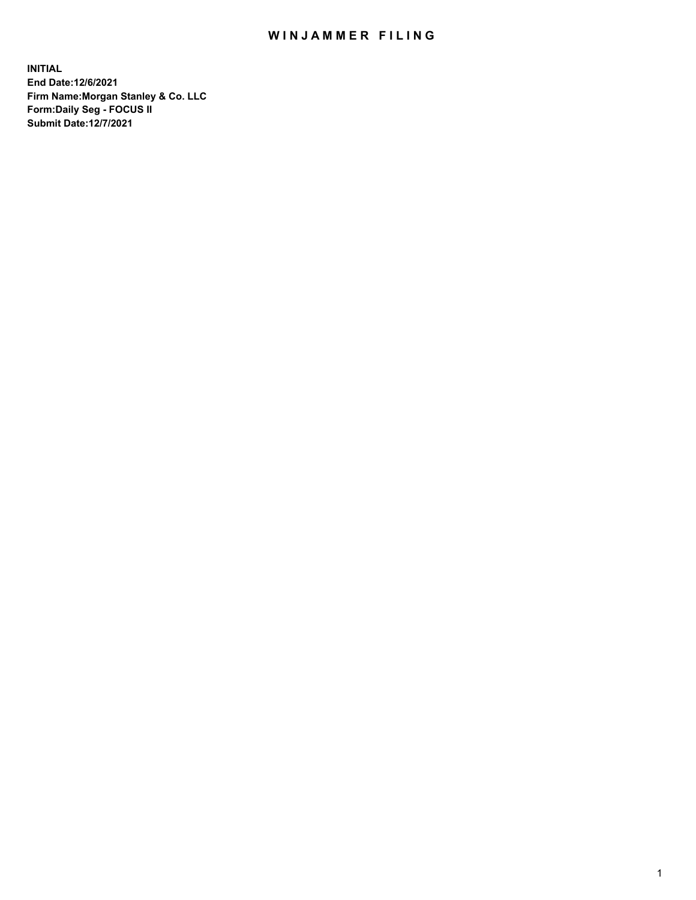# WINJAMMER FILING

**INITIAL**
**End Date:12/6/2021**
**Firm Name:Morgan Stanley & Co. LLC**
**Form:Daily Seg - FOCUS II**
**Submit Date:12/7/2021**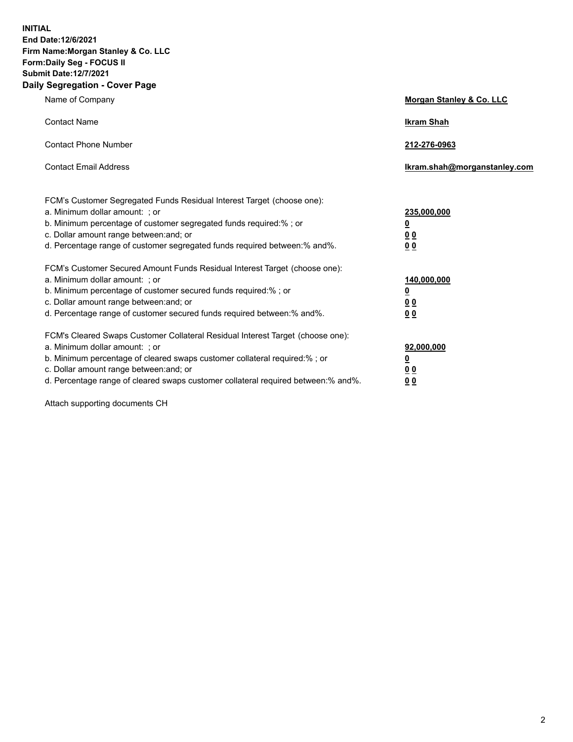**INITIAL**
**End Date:12/6/2021**
**Firm Name:Morgan Stanley & Co. LLC**
**Form:Daily Seg - FOCUS II**
**Submit Date:12/7/2021**
**Daily Segregation - Cover Page**

| | |
|---|---|
| Name of Company | **Morgan Stanley & Co. LLC** |
| Contact Name | **Ikram Shah** |
| Contact Phone Number | **212-276-0963** |
| Contact Email Address | **Ikram.shah@morganstanley.com** |

| | |
|---|---|
| FCM's Customer Segregated Funds Residual Interest Target (choose one): | |
| a. Minimum dollar amount: ; or | **235,000,000** |
| b. Minimum percentage of customer segregated funds required:% ; or | **0** |
| c. Dollar amount range between:and; or | **0 0** |
| d. Percentage range of customer segregated funds required between:% and%. | **0 0** |

| | |
|---|---|
| FCM's Customer Secured Amount Funds Residual Interest Target (choose one): | |
| a. Minimum dollar amount: ; or | **140,000,000** |
| b. Minimum percentage of customer secured funds required:% ; or | **0** |
| c. Dollar amount range between:and; or | **0 0** |
| d. Percentage range of customer secured funds required between:% and%. | **0 0** |

| | |
|---|---|
| FCM's Cleared Swaps Customer Collateral Residual Interest Target (choose one): | |
| a. Minimum dollar amount: ; or | **92,000,000** |
| b. Minimum percentage of cleared swaps customer collateral required:% ; or | **0** |
| c. Dollar amount range between:and; or | **0 0** |
| d. Percentage range of cleared swaps customer collateral required between:% and%. | **0 0** |

Attach supporting documents CH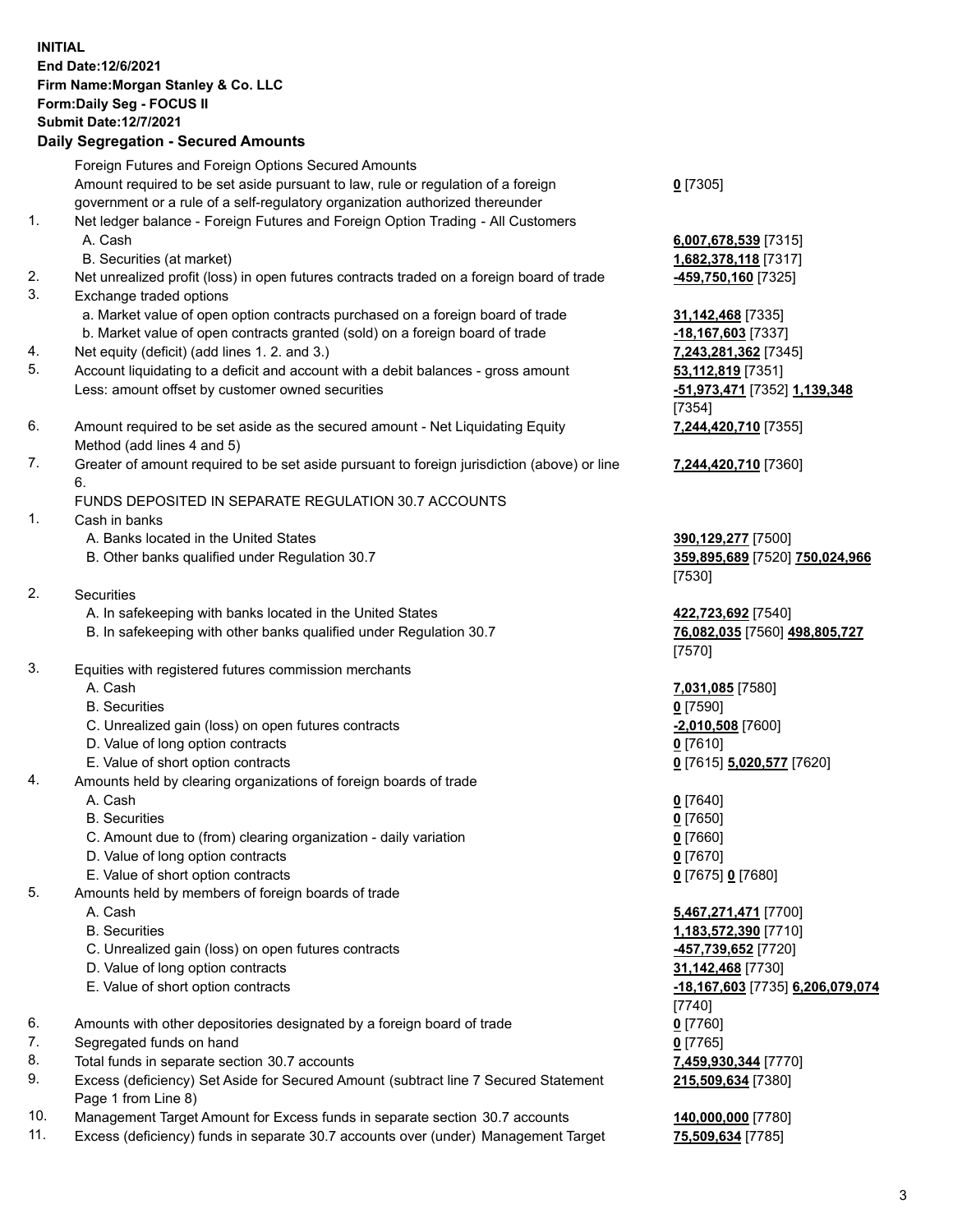**INITIAL**
**End Date:12/6/2021**
**Firm Name:Morgan Stanley & Co. LLC**
**Form:Daily Seg - FOCUS II**
**Submit Date:12/7/2021**

## Daily Segregation - Secured Amounts

| | | |
|---|---|---|
| | Foreign Futures and Foreign Options Secured Amounts | |
| | Amount required to be set aside pursuant to law, rule or regulation of a foreign government or a rule of a self-regulatory organization authorized thereunder | **0** [7305] |
| 1. | Net ledger balance - Foreign Futures and Foreign Option Trading - All Customers | |
| | A. Cash | **6,007,678,539** [7315] |
| | B. Securities (at market) | **1,682,378,118** [7317] |
| 2. | Net unrealized profit (loss) in open futures contracts traded on a foreign board of trade | **-459,750,160** [7325] |
| 3. | Exchange traded options | |
| | a. Market value of open option contracts purchased on a foreign board of trade | **31,142,468** [7335] |
| | b. Market value of open contracts granted (sold) on a foreign board of trade | **-18,167,603** [7337] |
| 4. | Net equity (deficit) (add lines 1. 2. and 3.) | **7,243,281,362** [7345] |
| 5. | Account liquidating to a deficit and account with a debit balances - gross amount | **53,112,819** [7351] |
| | Less: amount offset by customer owned securities | **-51,973,471** [7352] **1,139,348** [7354] |
| 6. | Amount required to be set aside as the secured amount - Net Liquidating Equity Method (add lines 4 and 5) | **7,244,420,710** [7355] |
| 7. | Greater of amount required to be set aside pursuant to foreign jurisdiction (above) or line 6. | **7,244,420,710** [7360] |
| | FUNDS DEPOSITED IN SEPARATE REGULATION 30.7 ACCOUNTS | |
| 1. | Cash in banks | |
| | A. Banks located in the United States | **390,129,277** [7500] |
| | B. Other banks qualified under Regulation 30.7 | **359,895,689** [7520] **750,024,966** [7530] |
| 2. | Securities | |
| | A. In safekeeping with banks located in the United States | **422,723,692** [7540] |
| | B. In safekeeping with other banks qualified under Regulation 30.7 | **76,082,035** [7560] **498,805,727** [7570] |
| 3. | Equities with registered futures commission merchants | |
| | A. Cash | **7,031,085** [7580] |
| | B. Securities | **0** [7590] |
| | C. Unrealized gain (loss) on open futures contracts | **-2,010,508** [7600] |
| | D. Value of long option contracts | **0** [7610] |
| | E. Value of short option contracts | **0** [7615] **5,020,577** [7620] |
| 4. | Amounts held by clearing organizations of foreign boards of trade | |
| | A. Cash | **0** [7640] |
| | B. Securities | **0** [7650] |
| | C. Amount due to (from) clearing organization - daily variation | **0** [7660] |
| | D. Value of long option contracts | **0** [7670] |
| | E. Value of short option contracts | **0** [7675] **0** [7680] |
| 5. | Amounts held by members of foreign boards of trade | |
| | A. Cash | **5,467,271,471** [7700] |
| | B. Securities | **1,183,572,390** [7710] |
| | C. Unrealized gain (loss) on open futures contracts | **-457,739,652** [7720] |
| | D. Value of long option contracts | **31,142,468** [7730] |
| | E. Value of short option contracts | **-18,167,603** [7735] **6,206,079,074** [7740] |
| 6. | Amounts with other depositories designated by a foreign board of trade | **0** [7760] |
| 7. | Segregated funds on hand | **0** [7765] |
| 8. | Total funds in separate section 30.7 accounts | **7,459,930,344** [7770] |
| 9. | Excess (deficiency) Set Aside for Secured Amount (subtract line 7 Secured Statement Page 1 from Line 8) | **215,509,634** [7380] |
| 10. | Management Target Amount for Excess funds in separate section 30.7 accounts | **140,000,000** [7780] |
| 11. | Excess (deficiency) funds in separate 30.7 accounts over (under) Management Target | **75,509,634** [7785] |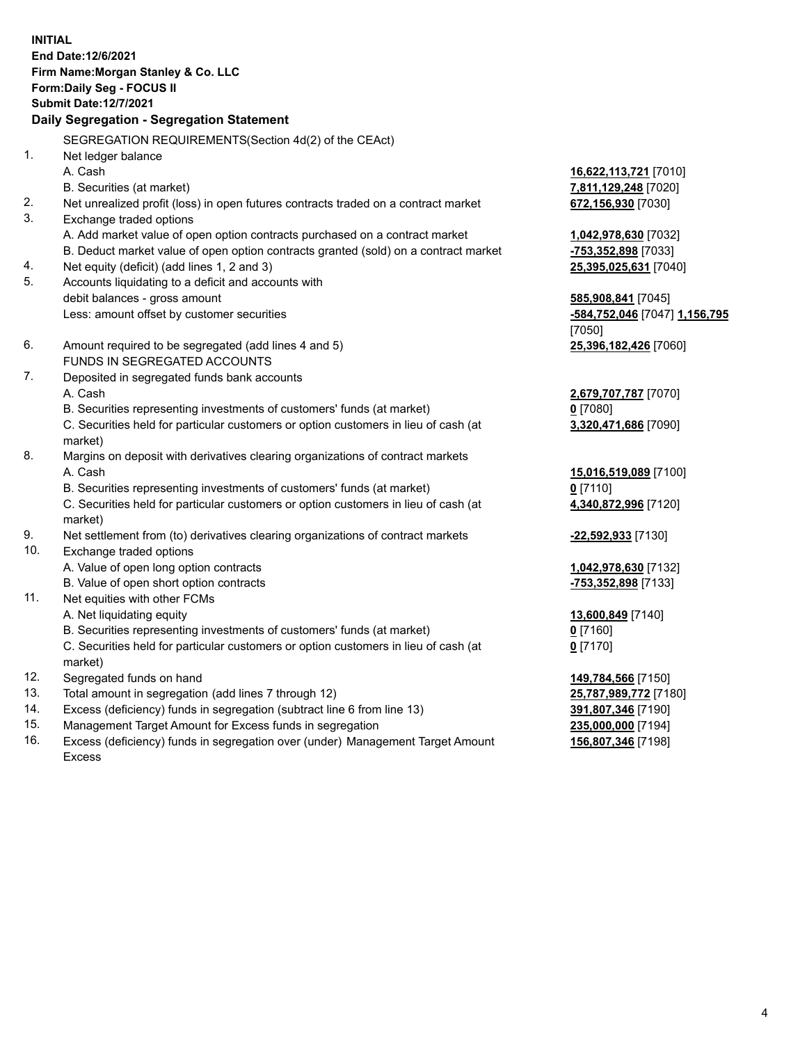**INITIAL**
**End Date:12/6/2021**
**Firm Name:Morgan Stanley & Co. LLC**
**Form:Daily Seg - FOCUS II**
**Submit Date:12/7/2021**

**Daily Segregation - Segregation Statement**

SEGREGATION REQUIREMENTS(Section 4d(2) of the CEAct)

| | | |
|---|---|---|
| 1. | Net ledger balance | |
| | A. Cash | **16,622,113,721** [7010] |
| | B. Securities (at market) | **7,811,129,248** [7020] |
| 2. | Net unrealized profit (loss) in open futures contracts traded on a contract market | **672,156,930** [7030] |
| 3. | Exchange traded options | |
| | A. Add market value of open option contracts purchased on a contract market | **1,042,978,630** [7032] |
| | B. Deduct market value of open option contracts granted (sold) on a contract market | **-753,352,898** [7033] |
| 4. | Net equity (deficit) (add lines 1, 2 and 3) | **25,395,025,631** [7040] |
| 5. | Accounts liquidating to a deficit and accounts with debit balances - gross amount | **585,908,841** [7045] |
| | Less: amount offset by customer securities | **-584,752,046** [7047] **1,156,795** [7050] |
| 6. | Amount required to be segregated (add lines 4 and 5) | **25,396,182,426** [7060] |
| | FUNDS IN SEGREGATED ACCOUNTS | |
| 7. | Deposited in segregated funds bank accounts | |
| | A. Cash | **2,679,707,787** [7070] |
| | B. Securities representing investments of customers' funds (at market) | **0** [7080] |
| | C. Securities held for particular customers or option customers in lieu of cash (at market) | **3,320,471,686** [7090] |
| 8. | Margins on deposit with derivatives clearing organizations of contract markets | |
| | A. Cash | **15,016,519,089** [7100] |
| | B. Securities representing investments of customers' funds (at market) | **0** [7110] |
| | C. Securities held for particular customers or option customers in lieu of cash (at market) | **4,340,872,996** [7120] |
| 9. | Net settlement from (to) derivatives clearing organizations of contract markets | **-22,592,933** [7130] |
| 10. | Exchange traded options | |
| | A. Value of open long option contracts | **1,042,978,630** [7132] |
| | B. Value of open short option contracts | **-753,352,898** [7133] |
| 11. | Net equities with other FCMs | |
| | A. Net liquidating equity | **13,600,849** [7140] |
| | B. Securities representing investments of customers' funds (at market) | **0** [7160] |
| | C. Securities held for particular customers or option customers in lieu of cash (at market) | **0** [7170] |
| 12. | Segregated funds on hand | **149,784,566** [7150] |
| 13. | Total amount in segregation (add lines 7 through 12) | **25,787,989,772** [7180] |
| 14. | Excess (deficiency) funds in segregation (subtract line 6 from line 13) | **391,807,346** [7190] |
| 15. | Management Target Amount for Excess funds in segregation | **235,000,000** [7194] |
| 16. | Excess (deficiency) funds in segregation over (under) Management Target Amount Excess | **156,807,346** [7198] |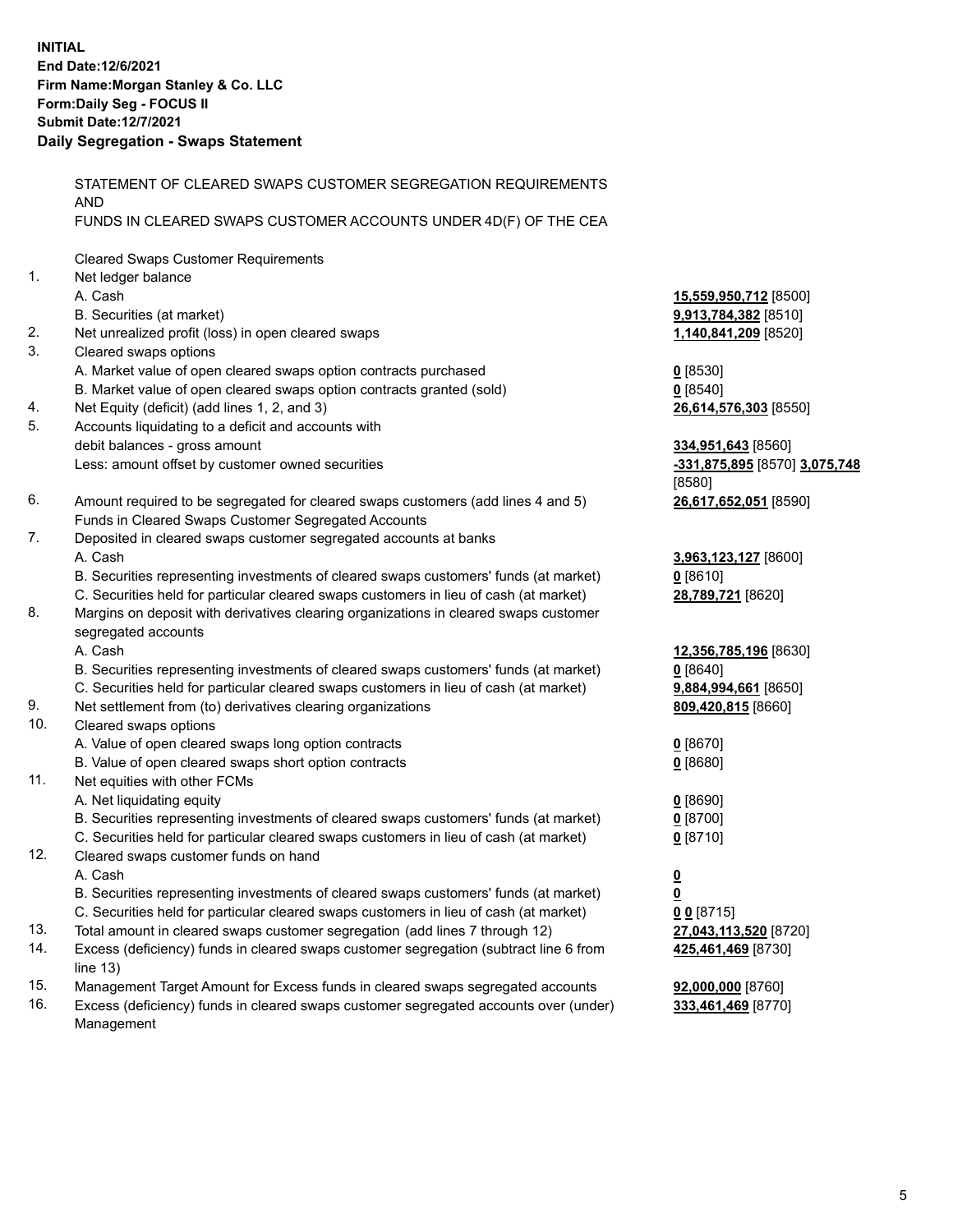**INITIAL**
**End Date:12/6/2021**
**Firm Name:Morgan Stanley & Co. LLC**
**Form:Daily Seg - FOCUS II**
**Submit Date:12/7/2021**
**Daily Segregation - Swaps Statement**

STATEMENT OF CLEARED SWAPS CUSTOMER SEGREGATION REQUIREMENTS AND FUNDS IN CLEARED SWAPS CUSTOMER ACCOUNTS UNDER 4D(F) OF THE CEA

| | | |
|---|---|---|
| | Cleared Swaps Customer Requirements | |
| 1. | Net ledger balance | |
| | A. Cash | **15,559,950,712** [8500] |
| | B. Securities (at market) | **9,913,784,382** [8510] |
| 2. | Net unrealized profit (loss) in open cleared swaps | **1,140,841,209** [8520] |
| 3. | Cleared swaps options | |
| | A. Market value of open cleared swaps option contracts purchased | **0** [8530] |
| | B. Market value of open cleared swaps option contracts granted (sold) | **0** [8540] |
| 4. | Net Equity (deficit) (add lines 1, 2, and 3) | **26,614,576,303** [8550] |
| 5. | Accounts liquidating to a deficit and accounts with debit balances - gross amount | **334,951,643** [8560] |
| | Less: amount offset by customer owned securities | **-331,875,895** [8570] **3,075,748** [8580] |
| 6. | Amount required to be segregated for cleared swaps customers (add lines 4 and 5) | **26,617,652,051** [8590] |
| | Funds in Cleared Swaps Customer Segregated Accounts | |
| 7. | Deposited in cleared swaps customer segregated accounts at banks | |
| | A. Cash | **3,963,123,127** [8600] |
| | B. Securities representing investments of cleared swaps customers' funds (at market) | **0** [8610] |
| | C. Securities held for particular cleared swaps customers in lieu of cash (at market) | **28,789,721** [8620] |
| 8. | Margins on deposit with derivatives clearing organizations in cleared swaps customer segregated accounts | |
| | A. Cash | **12,356,785,196** [8630] |
| | B. Securities representing investments of cleared swaps customers' funds (at market) | **0** [8640] |
| | C. Securities held for particular cleared swaps customers in lieu of cash (at market) | **9,884,994,661** [8650] |
| 9. | Net settlement from (to) derivatives clearing organizations | **809,420,815** [8660] |
| 10. | Cleared swaps options | |
| | A. Value of open cleared swaps long option contracts | **0** [8670] |
| | B. Value of open cleared swaps short option contracts | **0** [8680] |
| 11. | Net equities with other FCMs | |
| | A. Net liquidating equity | **0** [8690] |
| | B. Securities representing investments of cleared swaps customers' funds (at market) | **0** [8700] |
| | C. Securities held for particular cleared swaps customers in lieu of cash (at market) | **0** [8710] |
| 12. | Cleared swaps customer funds on hand | |
| | A. Cash | **0** |
| | B. Securities representing investments of cleared swaps customers' funds (at market) | **0** |
| | C. Securities held for particular cleared swaps customers in lieu of cash (at market) | **0** **0** [8715] |
| 13. | Total amount in cleared swaps customer segregation (add lines 7 through 12) | **27,043,113,520** [8720] |
| 14. | Excess (deficiency) funds in cleared swaps customer segregation (subtract line 6 from line 13) | **425,461,469** [8730] |
| 15. | Management Target Amount for Excess funds in cleared swaps segregated accounts | **92,000,000** [8760] |
| 16. | Excess (deficiency) funds in cleared swaps customer segregated accounts over (under) Management | **333,461,469** [8770] |